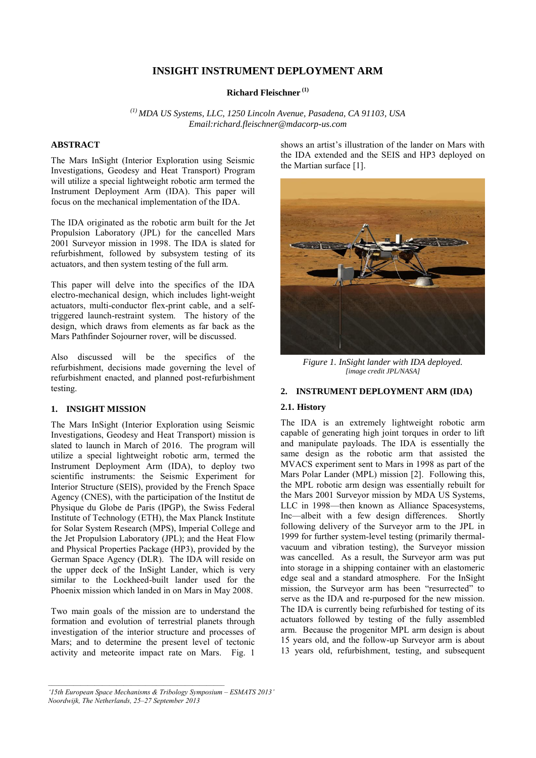# INSIGHT INSTRUMENT DEPLOYMENT ARM

**Richard Fleischner** [(1)]

*[(1)] MDA US Systems, LLC, 1250 Lincoln Avenue, Pasadena, CA 91103, USA*
*Email:richard.fleischner@mdacorp-us.com*

## ABSTRACT

The Mars InSight (Interior Exploration using Seismic Investigations, Geodesy and Heat Transport) Program will utilize a special lightweight robotic arm termed the Instrument Deployment Arm (IDA). This paper will focus on the mechanical implementation of the IDA.

The IDA originated as the robotic arm built for the Jet Propulsion Laboratory (JPL) for the cancelled Mars 2001 Surveyor mission in 1998. The IDA is slated for refurbishment, followed by subsystem testing of its actuators, and then system testing of the full arm.

This paper will delve into the specifics of the IDA electro-mechanical design, which includes light-weight actuators, multi-conductor flex-print cable, and a self-triggered launch-restraint system. The history of the design, which draws from elements as far back as the Mars Pathfinder Sojourner rover, will be discussed.

Also discussed will be the specifics of the refurbishment, decisions made governing the level of refurbishment enacted, and planned post-refurbishment testing.

## 1. INSIGHT MISSION

The Mars InSight (Interior Exploration using Seismic Investigations, Geodesy and Heat Transport) mission is slated to launch in March of 2016. The program will utilize a special lightweight robotic arm, termed the Instrument Deployment Arm (IDA), to deploy two scientific instruments: the Seismic Experiment for Interior Structure (SEIS), provided by the French Space Agency (CNES), with the participation of the Institut de Physique du Globe de Paris (IPGP), the Swiss Federal Institute of Technology (ETH), the Max Planck Institute for Solar System Research (MPS), Imperial College and the Jet Propulsion Laboratory (JPL); and the Heat Flow and Physical Properties Package (HP3), provided by the German Space Agency (DLR). The IDA will reside on the upper deck of the InSight Lander, which is very similar to the Lockheed-built lander used for the Phoenix mission which landed in on Mars in May 2008.

Two main goals of the mission are to understand the formation and evolution of terrestrial planets through investigation of the interior structure and processes of Mars; and to determine the present level of tectonic activity and meteorite impact rate on Mars. Fig. 1 shows an artist's illustration of the lander on Mars with the IDA extended and the SEIS and HP3 deployed on the Martian surface [1].

*Figure 1. InSight lander with IDA deployed.*
*[image credit JPL/NASA]*

## 2. INSTRUMENT DEPLOYMENT ARM (IDA)

### 2.1. History

The IDA is an extremely lightweight robotic arm capable of generating high joint torques in order to lift and manipulate payloads. The IDA is essentially the same design as the robotic arm that assisted the MVACS experiment sent to Mars in 1998 as part of the Mars Polar Lander (MPL) mission [2]. Following this, the MPL robotic arm design was essentially rebuilt for the Mars 2001 Surveyor mission by MDA US Systems, LLC in 1998—then known as Alliance Spacesystems, Inc—albeit with a few design differences. Shortly following delivery of the Surveyor arm to the JPL in 1999 for further system-level testing (primarily thermal-vacuum and vibration testing), the Surveyor mission was cancelled. As a result, the Surveyor arm was put into storage in a shipping container with an elastomeric edge seal and a standard atmosphere. For the InSight mission, the Surveyor arm has been "resurrected" to serve as the IDA and re-purposed for the new mission. The IDA is currently being refurbished for testing of its actuators followed by testing of the fully assembled arm. Because the progenitor MPL arm design is about 15 years old, and the follow-up Surveyor arm is about 13 years old, refurbishment, testing, and subsequent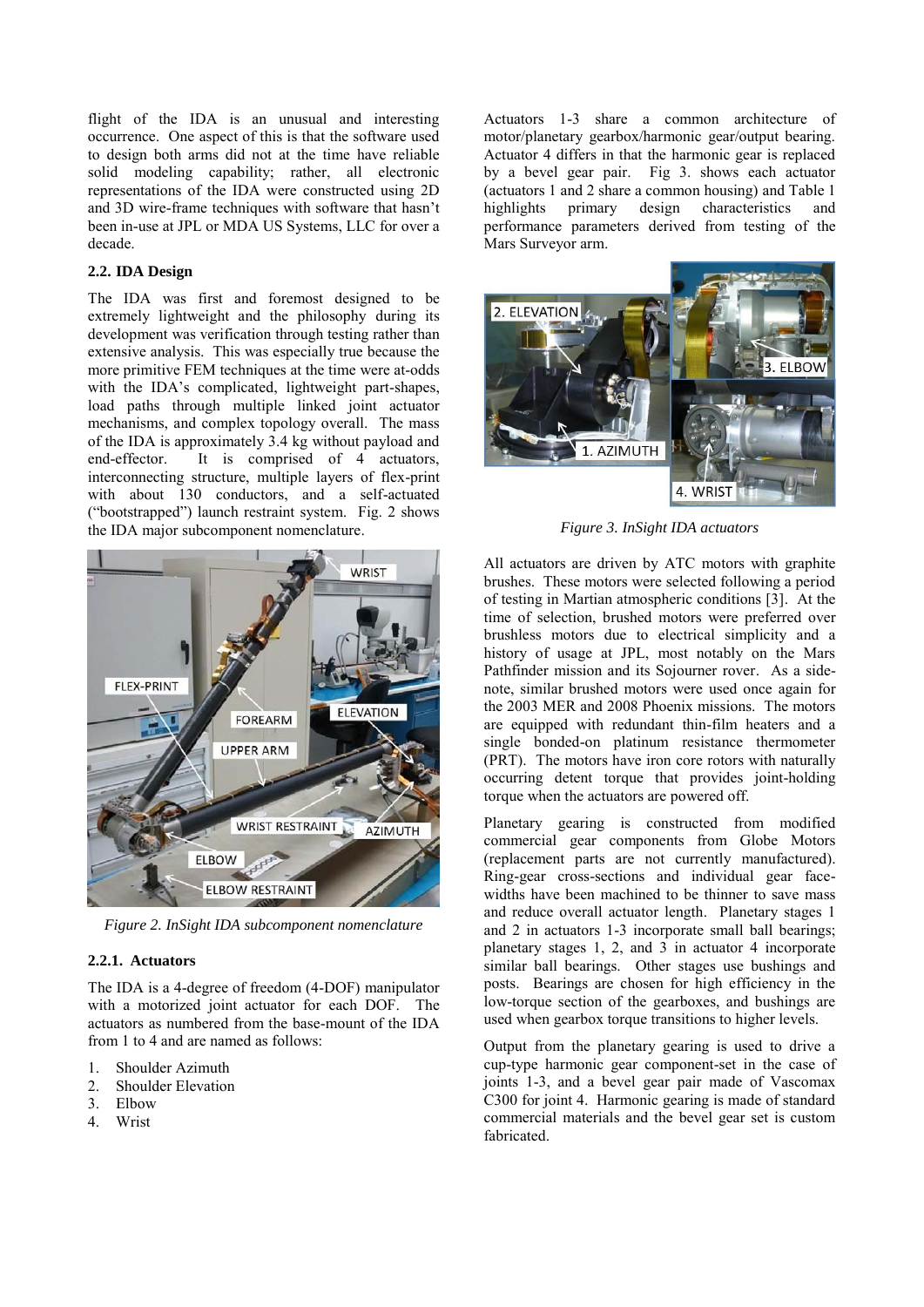flight of the IDA is an unusual and interesting occurrence. One aspect of this is that the software used to design both arms did not at the time have reliable solid modeling capability; rather, all electronic representations of the IDA were constructed using 2D and 3D wire-frame techniques with software that hasn't been in-use at JPL or MDA US Systems, LLC for over a decade.

### 2.2. IDA Design

The IDA was first and foremost designed to be extremely lightweight and the philosophy during its development was verification through testing rather than extensive analysis. This was especially true because the more primitive FEM techniques at the time were at-odds with the IDA's complicated, lightweight part-shapes, load paths through multiple linked joint actuator mechanisms, and complex topology overall. The mass of the IDA is approximately 3.4 kg without payload and end-effector. It is comprised of 4 actuators, interconnecting structure, multiple layers of flex-print with about 130 conductors, and a self-actuated ("bootstrapped") launch restraint system. Fig. 2 shows the IDA major subcomponent nomenclature.

*Figure 2. InSight IDA subcomponent nomenclature*

#### 2.2.1. Actuators

The IDA is a 4-degree of freedom (4-DOF) manipulator with a motorized joint actuator for each DOF. The actuators as numbered from the base-mount of the IDA from 1 to 4 and are named as follows:

1. Shoulder Azimuth
2. Shoulder Elevation
3. Elbow
4. Wrist

Actuators 1-3 share a common architecture of motor/planetary gearbox/harmonic gear/output bearing. Actuator 4 differs in that the harmonic gear is replaced by a bevel gear pair. Fig 3. shows each actuator (actuators 1 and 2 share a common housing) and Table 1 highlights primary design characteristics and performance parameters derived from testing of the Mars Surveyor arm.

*Figure 3. InSight IDA actuators*

All actuators are driven by ATC motors with graphite brushes. These motors were selected following a period of testing in Martian atmospheric conditions [3]. At the time of selection, brushed motors were preferred over brushless motors due to electrical simplicity and a history of usage at JPL, most notably on the Mars Pathfinder mission and its Sojourner rover. As a side-note, similar brushed motors were used once again for the 2003 MER and 2008 Phoenix missions. The motors are equipped with redundant thin-film heaters and a single bonded-on platinum resistance thermometer (PRT). The motors have iron core rotors with naturally occurring detent torque that provides joint-holding torque when the actuators are powered off.

Planetary gearing is constructed from modified commercial gear components from Globe Motors (replacement parts are not currently manufactured). Ring-gear cross-sections and individual gear face-widths have been machined to be thinner to save mass and reduce overall actuator length. Planetary stages 1 and 2 in actuators 1-3 incorporate small ball bearings; planetary stages 1, 2, and 3 in actuator 4 incorporate similar ball bearings. Other stages use bushings and posts. Bearings are chosen for high efficiency in the low-torque section of the gearboxes, and bushings are used when gearbox torque transitions to higher levels.

Output from the planetary gearing is used to drive a cup-type harmonic gear component-set in the case of joints 1-3, and a bevel gear pair made of Vascomax C300 for joint 4. Harmonic gearing is made of standard commercial materials and the bevel gear set is custom fabricated.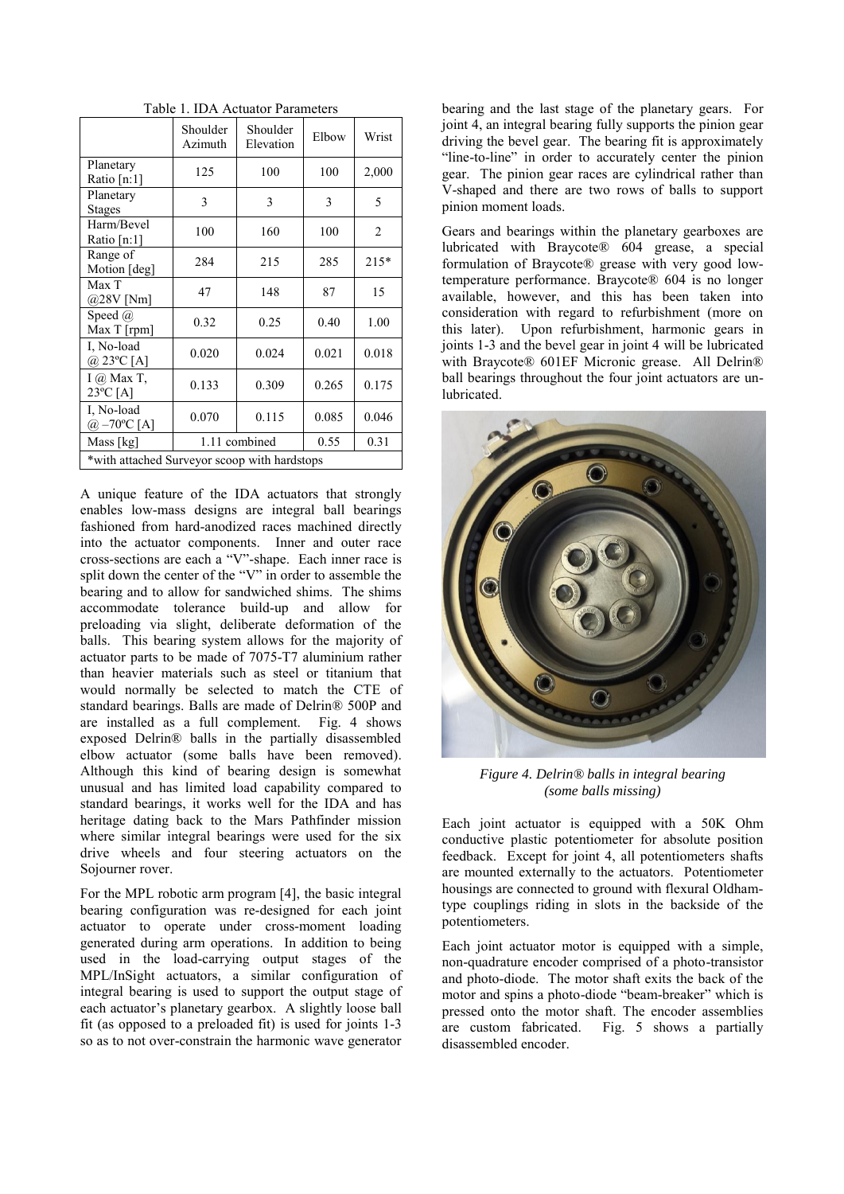Table 1. IDA Actuator Parameters

| | Shoulder Azimuth | Shoulder Elevation | Elbow | Wrist |
|---|---|---|---|---|
| Planetary Ratio [n:1] | 125 | 100 | 100 | 2,000 |
| Planetary Stages | 3 | 3 | 3 | 5 |
| Harm/Bevel Ratio [n:1] | 100 | 160 | 100 | 2 |
| Range of Motion [deg] | 284 | 215 | 285 | 215* |
| Max T @28V [Nm] | 47 | 148 | 87 | 15 |
| Speed @ Max T [rpm] | 0.32 | 0.25 | 0.40 | 1.00 |
| I, No-load @ 23ºC [A] | 0.020 | 0.024 | 0.021 | 0.018 |
| I @ Max T, 23ºC [A] | 0.133 | 0.309 | 0.265 | 0.175 |
| I, No-load @ –70ºC [A] | 0.070 | 0.115 | 0.085 | 0.046 |
| Mass [kg] | 1.11 combined | | 0.55 | 0.31 |

*with attached Surveyor scoop with hardstops

A unique feature of the IDA actuators that strongly enables low-mass designs are integral ball bearings fashioned from hard-anodized races machined directly into the actuator components. Inner and outer race cross-sections are each a "V"-shape. Each inner race is split down the center of the "V" in order to assemble the bearing and to allow for sandwiched shims. The shims accommodate tolerance build-up and allow for preloading via slight, deliberate deformation of the balls. This bearing system allows for the majority of actuator parts to be made of 7075-T7 aluminium rather than heavier materials such as steel or titanium that would normally be selected to match the CTE of standard bearings. Balls are made of Delrin® 500P and are installed as a full complement. Fig. 4 shows exposed Delrin® balls in the partially disassembled elbow actuator (some balls have been removed). Although this kind of bearing design is somewhat unusual and has limited load capability compared to standard bearings, it works well for the IDA and has heritage dating back to the Mars Pathfinder mission where similar integral bearings were used for the six drive wheels and four steering actuators on the Sojourner rover.

For the MPL robotic arm program [4], the basic integral bearing configuration was re-designed for each joint actuator to operate under cross-moment loading generated during arm operations. In addition to being used in the load-carrying output stages of the MPL/InSight actuators, a similar configuration of integral bearing is used to support the output stage of each actuator's planetary gearbox. A slightly loose ball fit (as opposed to a preloaded fit) is used for joints 1-3 so as to not over-constrain the harmonic wave generator bearing and the last stage of the planetary gears. For joint 4, an integral bearing fully supports the pinion gear driving the bevel gear. The bearing fit is approximately "line-to-line" in order to accurately center the pinion gear. The pinion gear races are cylindrical rather than V-shaped and there are two rows of balls to support pinion moment loads.

Gears and bearings within the planetary gearboxes are lubricated with Braycote® 604 grease, a special formulation of Braycote® grease with very good low-temperature performance. Braycote® 604 is no longer available, however, and this has been taken into consideration with regard to refurbishment (more on this later). Upon refurbishment, harmonic gears in joints 1-3 and the bevel gear in joint 4 will be lubricated with Braycote® 601EF Micronic grease. All Delrin® ball bearings throughout the four joint actuators are un-lubricated.

*Figure 4. Delrin® balls in integral bearing (some balls missing)*

Each joint actuator is equipped with a 50K Ohm conductive plastic potentiometer for absolute position feedback. Except for joint 4, all potentiometers shafts are mounted externally to the actuators. Potentiometer housings are connected to ground with flexural Oldham-type couplings riding in slots in the backside of the potentiometers.

Each joint actuator motor is equipped with a simple, non-quadrature encoder comprised of a photo-transistor and photo-diode. The motor shaft exits the back of the motor and spins a photo-diode "beam-breaker" which is pressed onto the motor shaft. The encoder assemblies are custom fabricated. Fig. 5 shows a partially disassembled encoder.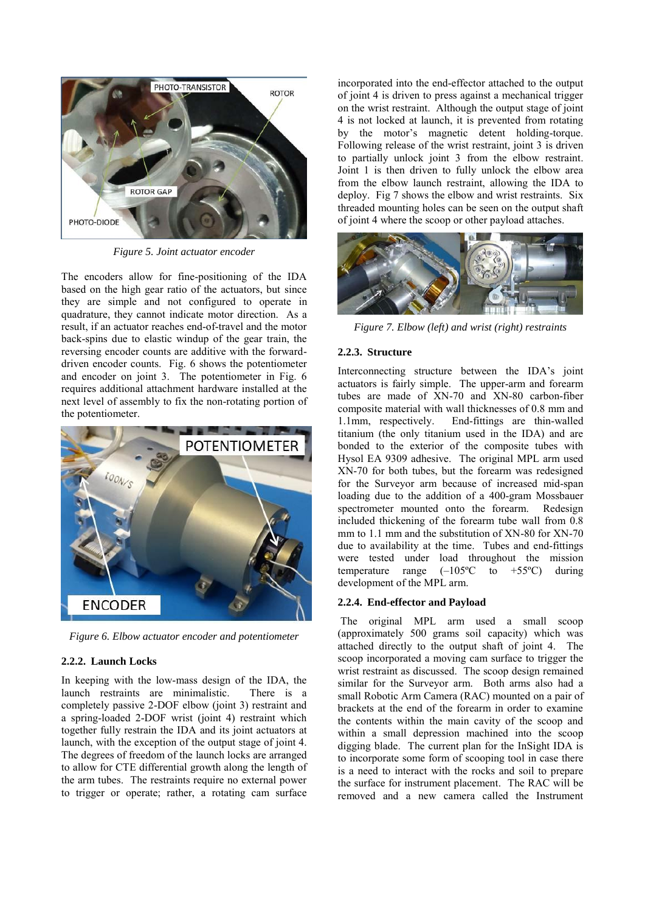*Figure 5. Joint actuator encoder*

The encoders allow for fine-positioning of the IDA based on the high gear ratio of the actuators, but since they are simple and not configured to operate in quadrature, they cannot indicate motor direction. As a result, if an actuator reaches end-of-travel and the motor back-spins due to elastic windup of the gear train, the reversing encoder counts are additive with the forward-driven encoder counts. Fig. 6 shows the potentiometer and encoder on joint 3. The potentiometer in Fig. 6 requires additional attachment hardware installed at the next level of assembly to fix the non-rotating portion of the potentiometer.

*Figure 6. Elbow actuator encoder and potentiometer*

### 2.2.2. Launch Locks

In keeping with the low-mass design of the IDA, the launch restraints are minimalistic. There is a completely passive 2-DOF elbow (joint 3) restraint and a spring-loaded 2-DOF wrist (joint 4) restraint which together fully restrain the IDA and its joint actuators at launch, with the exception of the output stage of joint 4. The degrees of freedom of the launch locks are arranged to allow for CTE differential growth along the length of the arm tubes. The restraints require no external power to trigger or operate; rather, a rotating cam surface incorporated into the end-effector attached to the output of joint 4 is driven to press against a mechanical trigger on the wrist restraint. Although the output stage of joint 4 is not locked at launch, it is prevented from rotating by the motor's magnetic detent holding-torque. Following release of the wrist restraint, joint 3 is driven to partially unlock joint 3 from the elbow restraint. Joint 1 is then driven to fully unlock the elbow area from the elbow launch restraint, allowing the IDA to deploy. Fig 7 shows the elbow and wrist restraints. Six threaded mounting holes can be seen on the output shaft of joint 4 where the scoop or other payload attaches.

*Figure 7. Elbow (left) and wrist (right) restraints*

### 2.2.3. Structure

Interconnecting structure between the IDA's joint actuators is fairly simple. The upper-arm and forearm tubes are made of XN-70 and XN-80 carbon-fiber composite material with wall thicknesses of 0.8 mm and 1.1mm, respectively. End-fittings are thin-walled titanium (the only titanium used in the IDA) and are bonded to the exterior of the composite tubes with Hysol EA 9309 adhesive. The original MPL arm used XN-70 for both tubes, but the forearm was redesigned for the Surveyor arm because of increased mid-span loading due to the addition of a 400-gram Mossbauer spectrometer mounted onto the forearm. Redesign included thickening of the forearm tube wall from 0.8 mm to 1.1 mm and the substitution of XN-80 for XN-70 due to availability at the time. Tubes and end-fittings were tested under load throughout the mission temperature range (–105ºC to +55ºC) during development of the MPL arm.

### 2.2.4. End-effector and Payload

The original MPL arm used a small scoop (approximately 500 grams soil capacity) which was attached directly to the output shaft of joint 4. The scoop incorporated a moving cam surface to trigger the wrist restraint as discussed. The scoop design remained similar for the Surveyor arm. Both arms also had a small Robotic Arm Camera (RAC) mounted on a pair of brackets at the end of the forearm in order to examine the contents within the main cavity of the scoop and within a small depression machined into the scoop digging blade. The current plan for the InSight IDA is to incorporate some form of scooping tool in case there is a need to interact with the rocks and soil to prepare the surface for instrument placement. The RAC will be removed and a new camera called the Instrument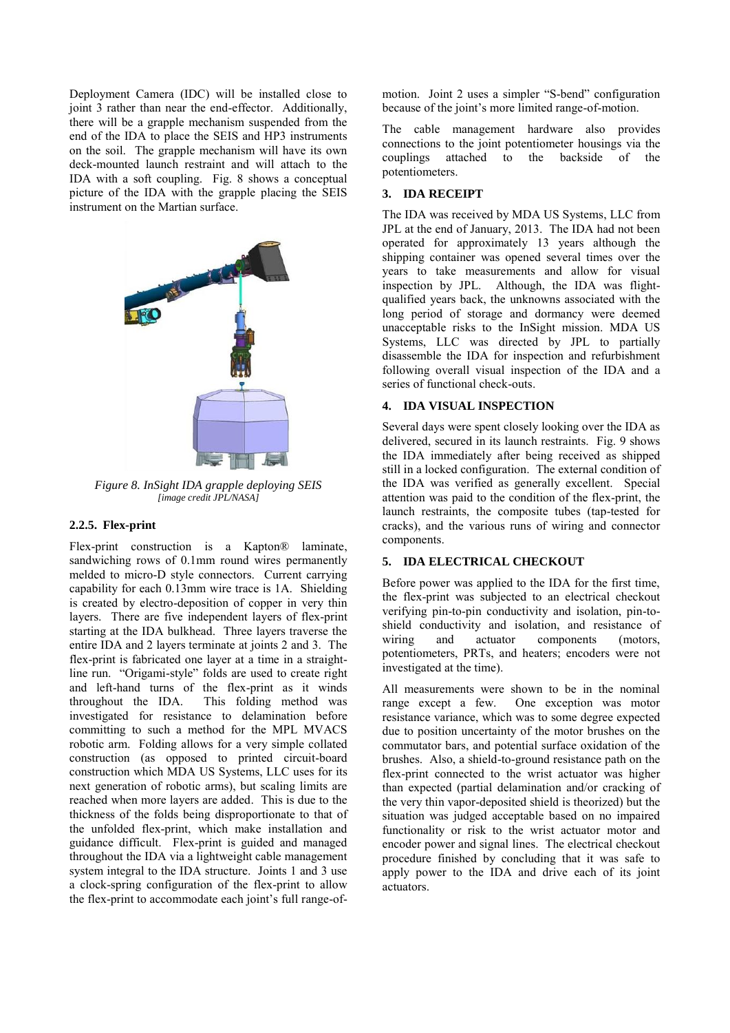Deployment Camera (IDC) will be installed close to joint 3 rather than near the end-effector. Additionally, there will be a grapple mechanism suspended from the end of the IDA to place the SEIS and HP3 instruments on the soil. The grapple mechanism will have its own deck-mounted launch restraint and will attach to the IDA with a soft coupling. Fig. 8 shows a conceptual picture of the IDA with the grapple placing the SEIS instrument on the Martian surface.

*Figure 8. InSight IDA grapple deploying SEIS*
*[image credit JPL/NASA]*

### 2.2.5. Flex-print

Flex-print construction is a Kapton® laminate, sandwiching rows of 0.1mm round wires permanently melded to micro-D style connectors. Current carrying capability for each 0.13mm wire trace is 1A. Shielding is created by electro-deposition of copper in very thin layers. There are five independent layers of flex-print starting at the IDA bulkhead. Three layers traverse the entire IDA and 2 layers terminate at joints 2 and 3. The flex-print is fabricated one layer at a time in a straight-line run. "Origami-style" folds are used to create right and left-hand turns of the flex-print as it winds throughout the IDA. This folding method was investigated for resistance to delamination before committing to such a method for the MPL MVACS robotic arm. Folding allows for a very simple collated construction (as opposed to printed circuit-board construction which MDA US Systems, LLC uses for its next generation of robotic arms), but scaling limits are reached when more layers are added. This is due to the thickness of the folds being disproportionate to that of the unfolded flex-print, which make installation and guidance difficult. Flex-print is guided and managed throughout the IDA via a lightweight cable management system integral to the IDA structure. Joints 1 and 3 use a clock-spring configuration of the flex-print to allow the flex-print to accommodate each joint's full range-of-motion. Joint 2 uses a simpler "S-bend" configuration because of the joint's more limited range-of-motion.

The cable management hardware also provides connections to the joint potentiometer housings via the couplings attached to the backside of the potentiometers.

## 3. IDA RECEIPT

The IDA was received by MDA US Systems, LLC from JPL at the end of January, 2013. The IDA had not been operated for approximately 13 years although the shipping container was opened several times over the years to take measurements and allow for visual inspection by JPL. Although, the IDA was flight-qualified years back, the unknowns associated with the long period of storage and dormancy were deemed unacceptable risks to the InSight mission. MDA US Systems, LLC was directed by JPL to partially disassemble the IDA for inspection and refurbishment following overall visual inspection of the IDA and a series of functional check-outs.

## 4. IDA VISUAL INSPECTION

Several days were spent closely looking over the IDA as delivered, secured in its launch restraints. Fig. 9 shows the IDA immediately after being received as shipped still in a locked configuration. The external condition of the IDA was verified as generally excellent. Special attention was paid to the condition of the flex-print, the launch restraints, the composite tubes (tap-tested for cracks), and the various runs of wiring and connector components.

## 5. IDA ELECTRICAL CHECKOUT

Before power was applied to the IDA for the first time, the flex-print was subjected to an electrical checkout verifying pin-to-pin conductivity and isolation, pin-to-shield conductivity and isolation, and resistance of wiring and actuator components (motors, potentiometers, PRTs, and heaters; encoders were not investigated at the time).

All measurements were shown to be in the nominal range except a few. One exception was motor resistance variance, which was to some degree expected due to position uncertainty of the motor brushes on the commutator bars, and potential surface oxidation of the brushes. Also, a shield-to-ground resistance path on the flex-print connected to the wrist actuator was higher than expected (partial delamination and/or cracking of the very thin vapor-deposited shield is theorized) but the situation was judged acceptable based on no impaired functionality or risk to the wrist actuator motor and encoder power and signal lines. The electrical checkout procedure finished by concluding that it was safe to apply power to the IDA and drive each of its joint actuators.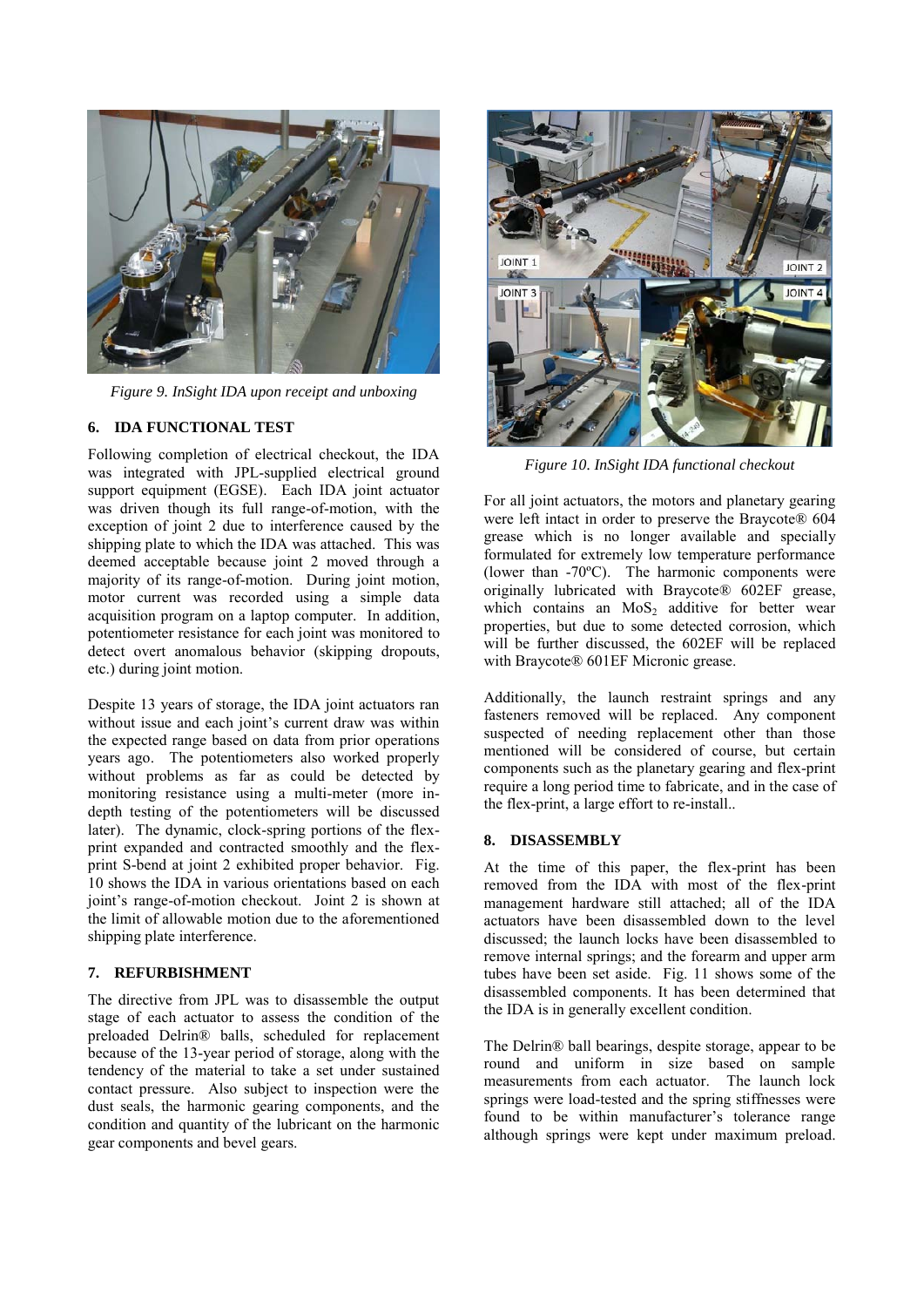*Figure 9. InSight IDA upon receipt and unboxing*

## 6. IDA FUNCTIONAL TEST

Following completion of electrical checkout, the IDA was integrated with JPL-supplied electrical ground support equipment (EGSE). Each IDA joint actuator was driven though its full range-of-motion, with the exception of joint 2 due to interference caused by the shipping plate to which the IDA was attached. This was deemed acceptable because joint 2 moved through a majority of its range-of-motion. During joint motion, motor current was recorded using a simple data acquisition program on a laptop computer. In addition, potentiometer resistance for each joint was monitored to detect overt anomalous behavior (skipping dropouts, etc.) during joint motion.

Despite 13 years of storage, the IDA joint actuators ran without issue and each joint's current draw was within the expected range based on data from prior operations years ago. The potentiometers also worked properly without problems as far as could be detected by monitoring resistance using a multi-meter (more in-depth testing of the potentiometers will be discussed later). The dynamic, clock-spring portions of the flex-print expanded and contracted smoothly and the flex-print S-bend at joint 2 exhibited proper behavior. Fig. 10 shows the IDA in various orientations based on each joint's range-of-motion checkout. Joint 2 is shown at the limit of allowable motion due to the aforementioned shipping plate interference.

## 7. REFURBISHMENT

The directive from JPL was to disassemble the output stage of each actuator to assess the condition of the preloaded Delrin® balls, scheduled for replacement because of the 13-year period of storage, along with the tendency of the material to take a set under sustained contact pressure. Also subject to inspection were the dust seals, the harmonic gearing components, and the condition and quantity of the lubricant on the harmonic gear components and bevel gears.

*Figure 10. InSight IDA functional checkout*

For all joint actuators, the motors and planetary gearing were left intact in order to preserve the Braycote® 604 grease which is no longer available and specially formulated for extremely low temperature performance (lower than -70ºC). The harmonic components were originally lubricated with Braycote® 602EF grease, which contains an $MoS_2$ additive for better wear properties, but due to some detected corrosion, which will be further discussed, the 602EF will be replaced with Braycote® 601EF Micronic grease.

Additionally, the launch restraint springs and any fasteners removed will be replaced. Any component suspected of needing replacement other than those mentioned will be considered of course, but certain components such as the planetary gearing and flex-print require a long period time to fabricate, and in the case of the flex-print, a large effort to re-install..

## 8. DISASSEMBLY

At the time of this paper, the flex-print has been removed from the IDA with most of the flex-print management hardware still attached; all of the IDA actuators have been disassembled down to the level discussed; the launch locks have been disassembled to remove internal springs; and the forearm and upper arm tubes have been set aside. Fig. 11 shows some of the disassembled components. It has been determined that the IDA is in generally excellent condition.

The Delrin® ball bearings, despite storage, appear to be round and uniform in size based on sample measurements from each actuator. The launch lock springs were load-tested and the spring stiffnesses were found to be within manufacturer's tolerance range although springs were kept under maximum preload.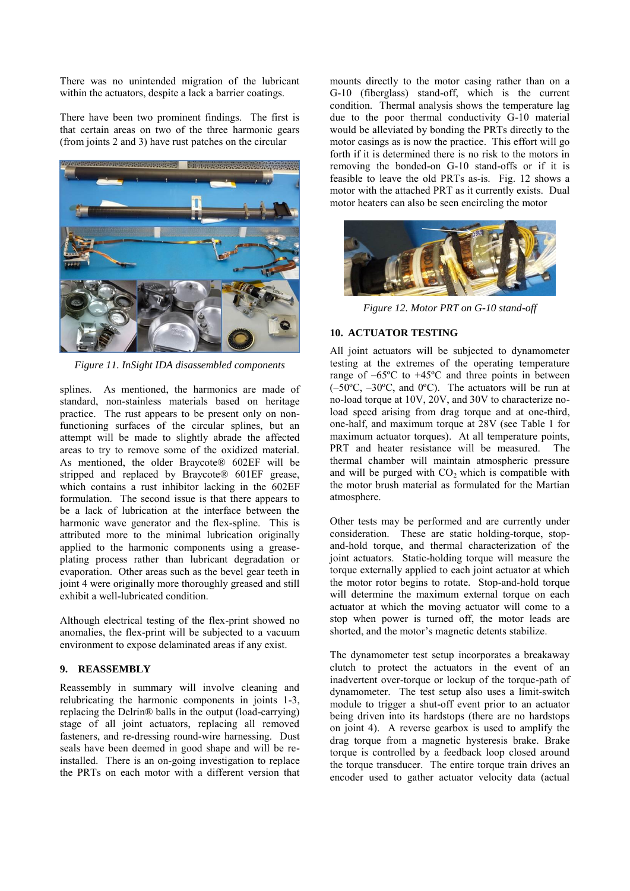There was no unintended migration of the lubricant within the actuators, despite a lack a barrier coatings.

There have been two prominent findings. The first is that certain areas on two of the three harmonic gears (from joints 2 and 3) have rust patches on the circular splines. As mentioned, the harmonics are made of standard, non-stainless materials based on heritage practice. The rust appears to be present only on non-functioning surfaces of the circular splines, but an attempt will be made to slightly abrade the affected areas to try to remove some of the oxidized material. As mentioned, the older Braycote® 602EF will be stripped and replaced by Braycote® 601EF grease, which contains a rust inhibitor lacking in the 602EF formulation. The second issue is that there appears to be a lack of lubrication at the interface between the harmonic wave generator and the flex-spline. This is attributed more to the minimal lubrication originally applied to the harmonic components using a grease-plating process rather than lubricant degradation or evaporation. Other areas such as the bevel gear teeth in joint 4 were originally more thoroughly greased and still exhibit a well-lubricated condition.

*Figure 11. InSight IDA disassembled components*

Although electrical testing of the flex-print showed no anomalies, the flex-print will be subjected to a vacuum environment to expose delaminated areas if any exist.

## 9. REASSEMBLY

Reassembly in summary will involve cleaning and relubricating the harmonic components in joints 1-3, replacing the Delrin® balls in the output (load-carrying) stage of all joint actuators, replacing all removed fasteners, and re-dressing round-wire harnessing. Dust seals have been deemed in good shape and will be re-installed. There is an on-going investigation to replace the PRTs on each motor with a different version that mounts directly to the motor casing rather than on a G-10 (fiberglass) stand-off, which is the current condition. Thermal analysis shows the temperature lag due to the poor thermal conductivity G-10 material would be alleviated by bonding the PRTs directly to the motor casings as is now the practice. This effort will go forth if it is determined there is no risk to the motors in removing the bonded-on G-10 stand-offs or if it is feasible to leave the old PRTs as-is. Fig. 12 shows a motor with the attached PRT as it currently exists. Dual motor heaters can also be seen encircling the motor

*Figure 12. Motor PRT on G-10 stand-off*

## 10. ACTUATOR TESTING

All joint actuators will be subjected to dynamometer testing at the extremes of the operating temperature range of –65ºC to +45ºC and three points in between (–50ºC, –30ºC, and 0ºC). The actuators will be run at no-load torque at 10V, 20V, and 30V to characterize no-load speed arising from drag torque and at one-third, one-half, and maximum torque at 28V (see Table 1 for maximum actuator torques). At all temperature points, PRT and heater resistance will be measured. The thermal chamber will maintain atmospheric pressure and will be purged with $CO_2$ which is compatible with the motor brush material as formulated for the Martian atmosphere.

Other tests may be performed and are currently under consideration. These are static holding-torque, stop-and-hold torque, and thermal characterization of the joint actuators. Static-holding torque will measure the torque externally applied to each joint actuator at which the motor rotor begins to rotate. Stop-and-hold torque will determine the maximum external torque on each actuator at which the moving actuator will come to a stop when power is turned off, the motor leads are shorted, and the motor's magnetic detents stabilize.

The dynamometer test setup incorporates a breakaway clutch to protect the actuators in the event of an inadvertent over-torque or lockup of the torque-path of dynamometer. The test setup also uses a limit-switch module to trigger a shut-off event prior to an actuator being driven into its hardstops (there are no hardstops on joint 4). A reverse gearbox is used to amplify the drag torque from a magnetic hysteresis brake. Brake torque is controlled by a feedback loop closed around the torque transducer. The entire torque train drives an encoder used to gather actuator velocity data (actual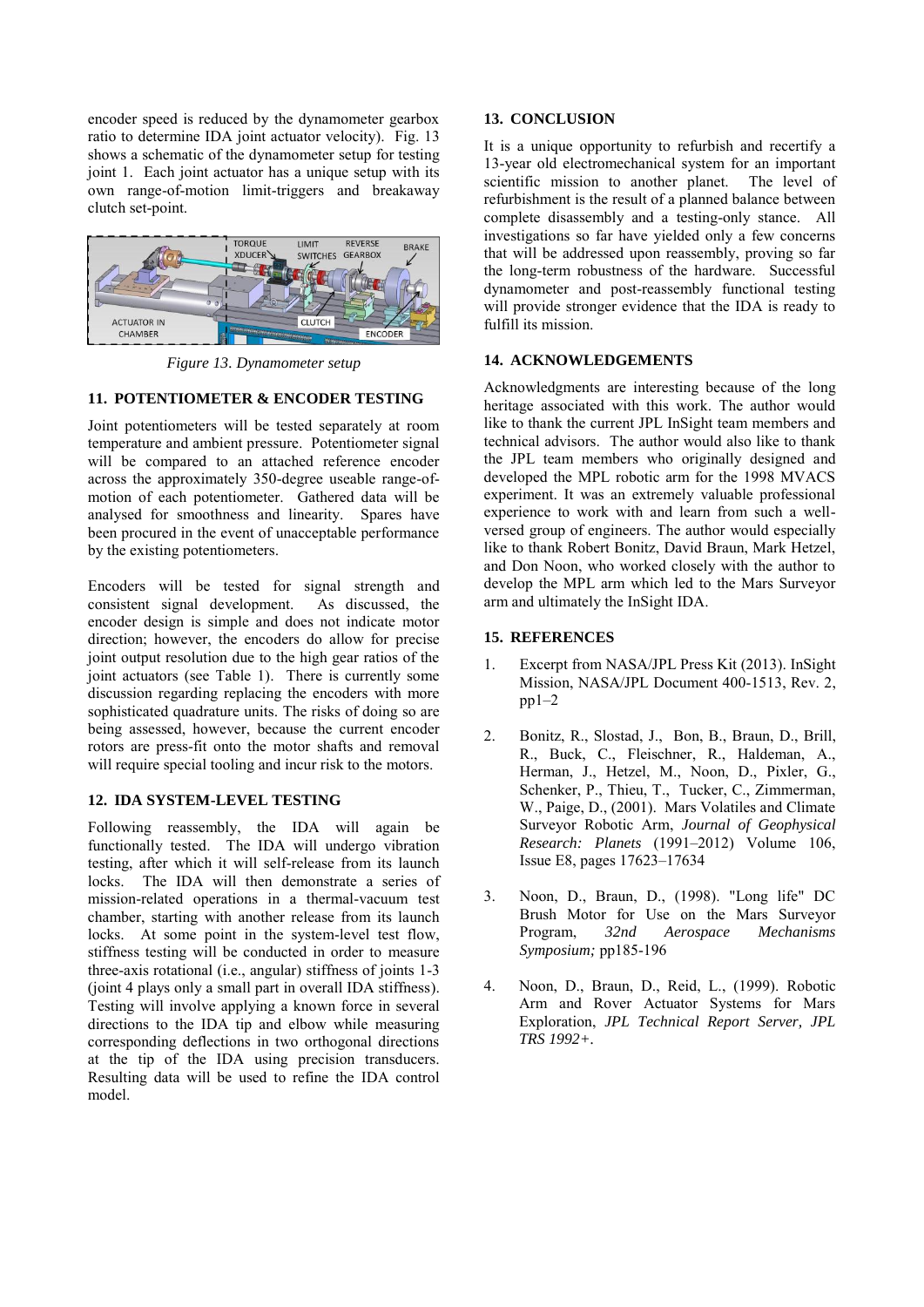encoder speed is reduced by the dynamometer gearbox ratio to determine IDA joint actuator velocity). Fig. 13 shows a schematic of the dynamometer setup for testing joint 1. Each joint actuator has a unique setup with its own range-of-motion limit-triggers and breakaway clutch set-point.

TORQUE XDUCER
LIMIT SWITCHES
REVERSE GEARBOX
BRAKE
ACTUATOR IN CHAMBER
CLUTCH
ENCODER

*Figure 13. Dynamometer setup*

## 11. POTENTIOMETER & ENCODER TESTING

Joint potentiometers will be tested separately at room temperature and ambient pressure. Potentiometer signal will be compared to an attached reference encoder across the approximately 350-degree useable range-of-motion of each potentiometer. Gathered data will be analysed for smoothness and linearity. Spares have been procured in the event of unacceptable performance by the existing potentiometers.

Encoders will be tested for signal strength and consistent signal development. As discussed, the encoder design is simple and does not indicate motor direction; however, the encoders do allow for precise joint output resolution due to the high gear ratios of the joint actuators (see Table 1). There is currently some discussion regarding replacing the encoders with more sophisticated quadrature units. The risks of doing so are being assessed, however, because the current encoder rotors are press-fit onto the motor shafts and removal will require special tooling and incur risk to the motors.

## 12. IDA SYSTEM-LEVEL TESTING

Following reassembly, the IDA will again be functionally tested. The IDA will undergo vibration testing, after which it will self-release from its launch locks. The IDA will then demonstrate a series of mission-related operations in a thermal-vacuum test chamber, starting with another release from its launch locks. At some point in the system-level test flow, stiffness testing will be conducted in order to measure three-axis rotational (i.e., angular) stiffness of joints 1-3 (joint 4 plays only a small part in overall IDA stiffness). Testing will involve applying a known force in several directions to the IDA tip and elbow while measuring corresponding deflections in two orthogonal directions at the tip of the IDA using precision transducers. Resulting data will be used to refine the IDA control model.

## 13. CONCLUSION

It is a unique opportunity to refurbish and recertify a 13-year old electromechanical system for an important scientific mission to another planet. The level of refurbishment is the result of a planned balance between complete disassembly and a testing-only stance. All investigations so far have yielded only a few concerns that will be addressed upon reassembly, proving so far the long-term robustness of the hardware. Successful dynamometer and post-reassembly functional testing will provide stronger evidence that the IDA is ready to fulfill its mission.

## 14. ACKNOWLEDGEMENTS

Acknowledgments are interesting because of the long heritage associated with this work. The author would like to thank the current JPL InSight team members and technical advisors. The author would also like to thank the JPL team members who originally designed and developed the MPL robotic arm for the 1998 MVACS experiment. It was an extremely valuable professional experience to work with and learn from such a well-versed group of engineers. The author would especially like to thank Robert Bonitz, David Braun, Mark Hetzel, and Don Noon, who worked closely with the author to develop the MPL arm which led to the Mars Surveyor arm and ultimately the InSight IDA.

## 15. REFERENCES

1. Excerpt from NASA/JPL Press Kit (2013). InSight Mission, NASA/JPL Document 400-1513, Rev. 2, pp1–2

2. Bonitz, R., Slostad, J., Bon, B., Braun, D., Brill, R., Buck, C., Fleischner, R., Haldeman, A., Herman, J., Hetzel, M., Noon, D., Pixler, G., Schenker, P., Thieu, T., Tucker, C., Zimmerman, W., Paige, D., (2001). Mars Volatiles and Climate Surveyor Robotic Arm, *Journal of Geophysical Research: Planets* (1991–2012) Volume 106, Issue E8, pages 17623–17634

3. Noon, D., Braun, D., (1998). "Long life" DC Brush Motor for Use on the Mars Surveyor Program, *32nd Aerospace Mechanisms Symposium;* pp185-196

4. Noon, D., Braun, D., Reid, L., (1999). Robotic Arm and Rover Actuator Systems for Mars Exploration, *JPL Technical Report Server, JPL TRS 1992+.*